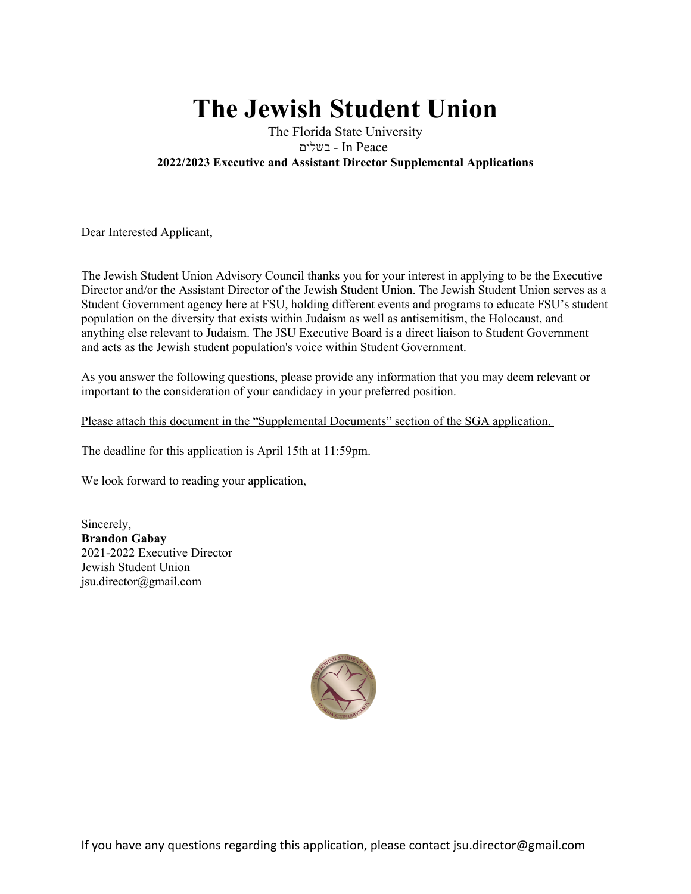# The Jewish Student Union

The Florida State University

בשלום - In Peace

**2022/2023 Executive and Assistant Director Supplemental Applications**

Dear Interested Applicant,

The Jewish Student Union Advisory Council thanks you for your interest in applying to be the Executive Director and/or the Assistant Director of the Jewish Student Union. The Jewish Student Union serves as a Student Government agency here at FSU, holding different events and programs to educate FSU's student population on the diversity that exists within Judaism as well as antisemitism, the Holocaust, and anything else relevant to Judaism. The JSU Executive Board is a direct liaison to Student Government and acts as the Jewish student population's voice within Student Government.

As you answer the following questions, please provide any information that you may deem relevant or important to the consideration of your candidacy in your preferred position.

<u>Please attach this document in the "Supplemental Documents" section of the SGA application.</u>

The deadline for this application is April 15th at 11:59pm.

We look forward to reading your application,

Sincerely,
**Brandon Gabay**
2021-2022 Executive Director
Jewish Student Union
jsu.director@gmail.com

If you have any questions regarding this application, please contact jsu.director@gmail.com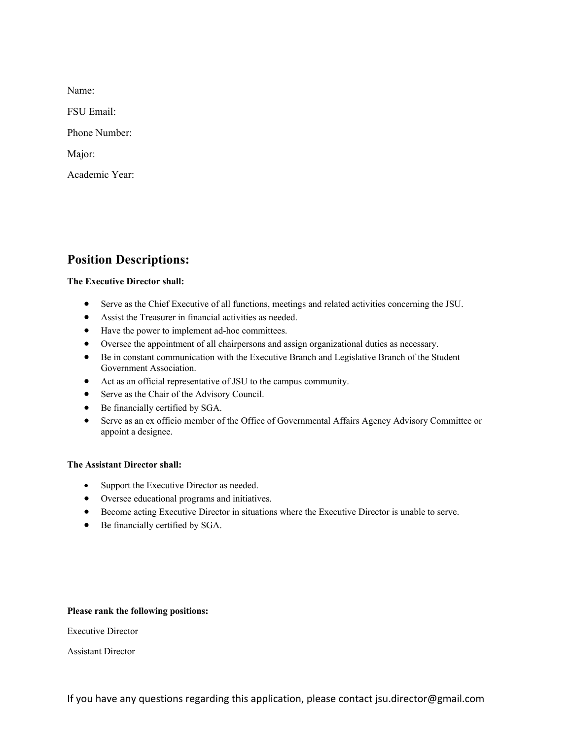Name:

FSU Email:

Phone Number:

Major:

Academic Year:

## Position Descriptions:

**The Executive Director shall:**

- Serve as the Chief Executive of all functions, meetings and related activities concerning the JSU.
- Assist the Treasurer in financial activities as needed.
- Have the power to implement ad-hoc committees.
- Oversee the appointment of all chairpersons and assign organizational duties as necessary.
- Be in constant communication with the Executive Branch and Legislative Branch of the Student Government Association.
- Act as an official representative of JSU to the campus community.
- Serve as the Chair of the Advisory Council.
- Be financially certified by SGA.
- Serve as an ex officio member of the Office of Governmental Affairs Agency Advisory Committee or appoint a designee.

**The Assistant Director shall:**

- Support the Executive Director as needed.
- Oversee educational programs and initiatives.
- Become acting Executive Director in situations where the Executive Director is unable to serve.
- Be financially certified by SGA.

**Please rank the following positions:**

Executive Director

Assistant Director

If you have any questions regarding this application, please contact jsu.director@gmail.com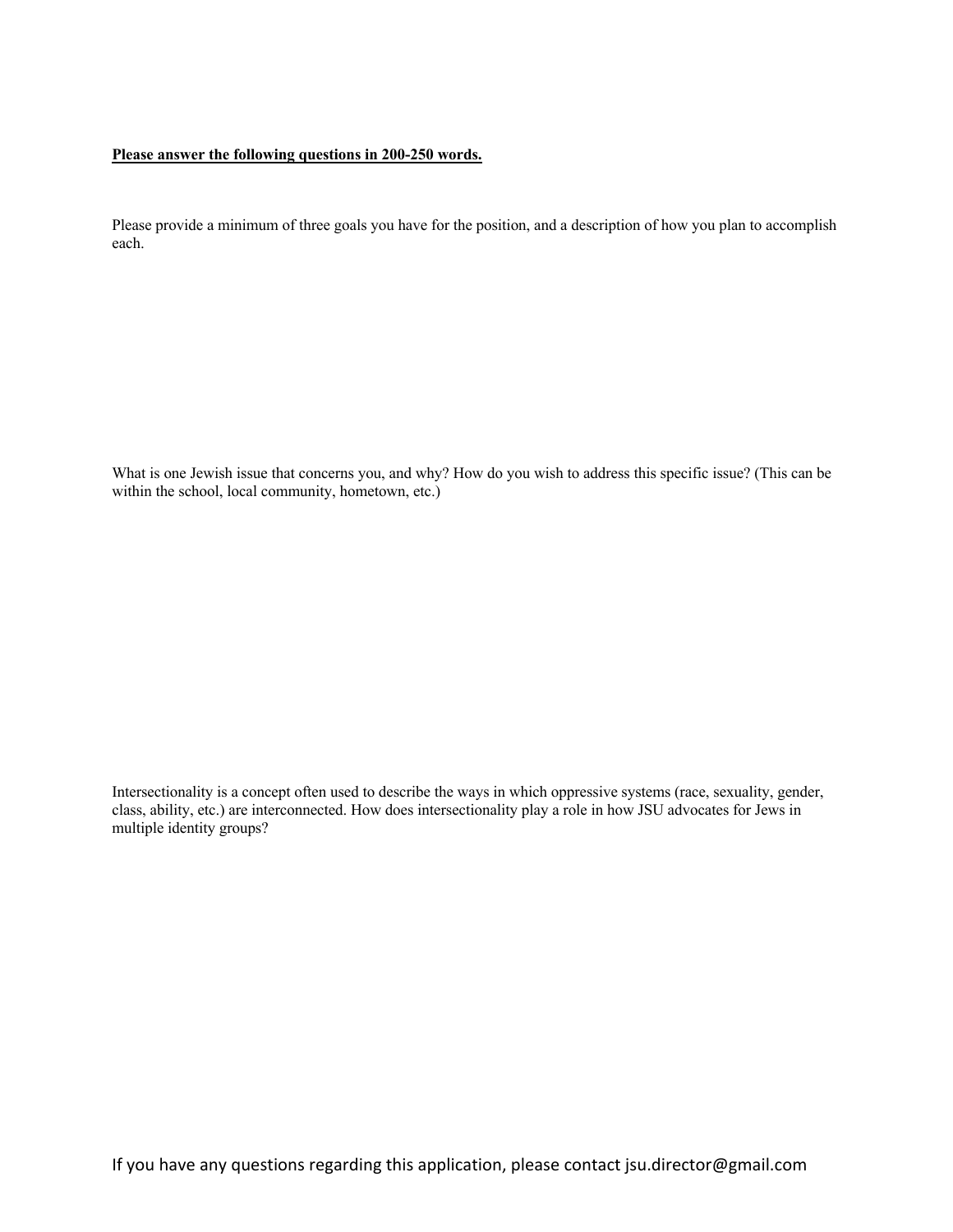**Please answer the following questions in 200-250 words.**

Please provide a minimum of three goals you have for the position, and a description of how you plan to accomplish each.

What is one Jewish issue that concerns you, and why? How do you wish to address this specific issue? (This can be within the school, local community, hometown, etc.)

Intersectionality is a concept often used to describe the ways in which oppressive systems (race, sexuality, gender, class, ability, etc.) are interconnected. How does intersectionality play a role in how JSU advocates for Jews in multiple identity groups?

If you have any questions regarding this application, please contact jsu.director@gmail.com